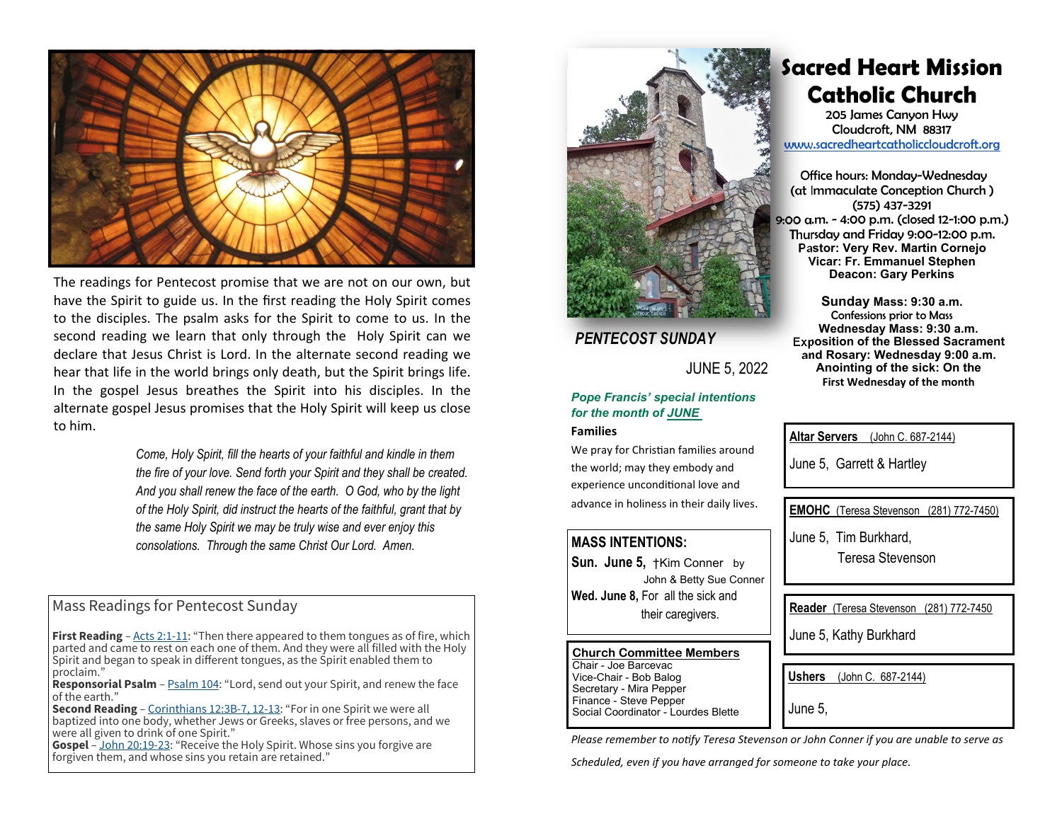The readings for Pentecost promise that we are not on our own, but have the Spirit to guide us. In the first reading the Holy Spirit comes to the disciples. The psalm asks for the Spirit to come to us. In the second reading we learn that only through the Holy Spirit can we declare that Jesus Christ is Lord. In the alternate second reading we hear that life in the world brings only death, but the Spirit brings life. In the gospel Jesus breathes the Spirit into his disciples. In the alternate gospel Jesus promises that the Holy Spirit will keep us close to him.

*Come, Holy Spirit, fill the hearts of your faithful and kindle in them the fire of your love. Send forth your Spirit and they shall be created. And you shall renew the face of the earth. O God, who by the light of the Holy Spirit, did instruct the hearts of the faithful, grant that by the same Holy Spirit we may be truly wise and ever enjoy this consolations. Through the same Christ Our Lord. Amen.*

## Mass Readings for Pentecost Sunday

**First Reading** – Acts 2:1-11: "Then there appeared to them tongues as of fire, which parted and came to rest on each one of them. And they were all filled with the Holy Spirit and began to speak in different tongues, as the Spirit enabled them to proclaim."
**Responsorial Psalm** – Psalm 104: "Lord, send out your Spirit, and renew the face of the earth."
**Second Reading** – Corinthians 12:3B-7, 12-13: "For in one Spirit we were all baptized into one body, whether Jews or Greeks, slaves or free persons, and we were all given to drink of one Spirit."
**Gospel** – John 20:19-23: "Receive the Holy Spirit. Whose sins you forgive are forgiven them, and whose sins you retain are retained."

# Sacred Heart Mission Catholic Church

205 James Canyon Hwy
Cloudcroft, NM 88317
www.sacredheartcatholiccloudcroft.org

Office hours: Monday-Wednesday
(at Immaculate Conception Church )
(575) 437-3291
9:00 a.m. - 4:00 p.m. (closed 12-1:00 p.m.)
Thursday and Friday 9:00-12:00 p.m.
**Pastor: Very Rev. Martin Cornejo**
**Vicar: Fr. Emmanuel Stephen**
**Deacon: Gary Perkins**

**Sunday Mass: 9:30 a.m.**
Confessions prior to Mass
**Wednesday Mass: 9:30 a.m.**
**Exposition of the Blessed Sacrament and Rosary: Wednesday 9:00 a.m.**
**Anointing of the sick: On the First Wednesday of the month**

## *PENTECOST SUNDAY*

JUNE 5, 2022

***Pope Francis' special intentions for the month of JUNE***

**Families**

We pray for Christian families around the world; may they embody and experience unconditional love and advance in holiness in their daily lives.

### MASS INTENTIONS:

**Sun. June 5,** †Kim Conner by John & Betty Sue Conner
**Wed. June 8,** For all the sick and their caregivers.

**Church Committee Members**
Chair - Joe Barcevac
Vice-Chair - Bob Balog
Secretary - Mira Pepper
Finance - Steve Pepper
Social Coordinator - Lourdes Blette

**Altar Servers** (John C. 687-2144)
June 5, Garrett & Hartley

**EMOHC** (Teresa Stevenson (281) 772-7450)
June 5, Tim Burkhard, Teresa Stevenson

**Reader** (Teresa Stevenson (281) 772-7450
June 5, Kathy Burkhard

**Ushers** (John C. 687-2144)
June 5,

*Please remember to notify Teresa Stevenson or John Conner if you are unable to serve as Scheduled, even if you have arranged for someone to take your place.*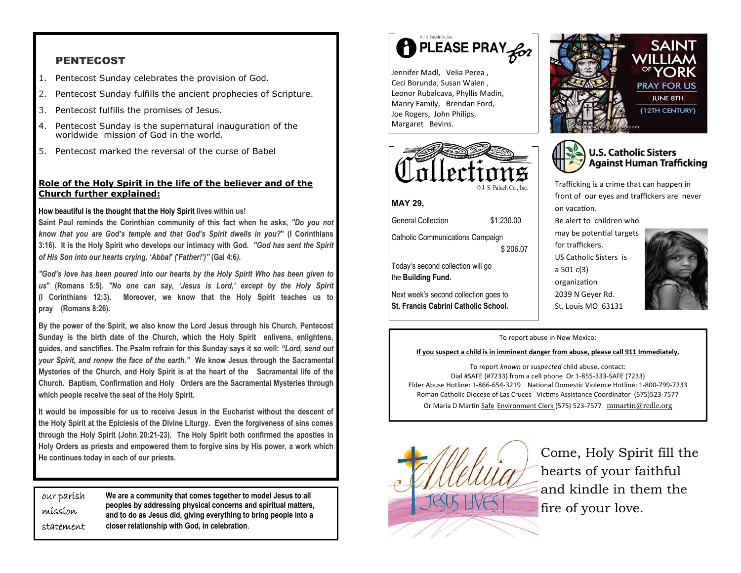## PENTECOST

1. Pentecost Sunday celebrates the provision of God.
2. Pentecost Sunday fulfills the ancient prophecies of Scripture.
3. Pentecost fulfills the promises of Jesus.
4. Pentecost Sunday is the supernatural inauguration of the worldwide mission of God in the world.
5. Pentecost marked the reversal of the curse of Babel

**Role of the Holy Spirit in the life of the believer and of the Church further explained:**

**How beautiful is the thought that the Holy Spirit lives within us!**

**Saint Paul reminds the Corinthian community of this fact when he asks, *"Do you not know that you are God's temple and that God's Spirit dwells in you?"* (I Corinthians 3:16). It is the Holy Spirit who develops our intimacy with God. *"God has sent the Spirit of His Son into our hearts crying, 'Abba!' ('Father!')"* (Gal 4:6).**

***"God's love has been poured into our hearts by the Holy Spirit Who has been given to us"* (Romans 5:5). *"No one can say, 'Jesus is Lord,' except by the Holy Spirit* (I Corinthians 12:3). Moreover, we know that the Holy Spirit teaches us to pray (Romans 8:26).**

**By the power of the Spirit, we also know the Lord Jesus through his Church. Pentecost Sunday is the birth date of the Church, which the Holy Spirit enlivens, enlightens, guides, and sanctifies. The Psalm refrain for this Sunday says it so well: *"Lord, send out your Spirit, and renew the face of the earth."* We know Jesus through the Sacramental Mysteries of the Church, and Holy Spirit is at the heart of the Sacramental life of the Church. Baptism, Confirmation and Holy Orders are the Sacramental Mysteries through which people receive the seal of the Holy Spirit.**

**It would be impossible for us to receive Jesus in the Eucharist without the descent of the Holy Spirit at the Epiclesis of the Divine Liturgy. Even the forgiveness of sins comes through the Holy Spirit (John 20:21-23). The Holy Spirit both confirmed the apostles in Holy Orders as priests and empowered them to forgive sins by His power, a work which He continues today in each of our priests.**

our parish mission statement

**We are a community that comes together to model Jesus to all peoples by addressing physical concerns and spiritual matters, and to do as Jesus did, giving everything to bring people into a closer relationship with God, in celebration.**

© J. S. Paluch Co., Inc.

## PLEASE PRAY for

Jennifer Madl, Velia Perea, Ceci Borunda, Susan Walen, Leonor Rubalcava, Phyllis Madin, Manry Family, Brendan Ford, Joe Rogers, John Philips, Margaret Bevins.

SAINT WILLIAM OF YORK
PRAY FOR US
JUNE 8TH
{12TH CENTURY}

## Collections

© J. S. Paluch Co., Inc.

**MAY 29,**

| | |
|---|---|
| General Collection | $1,230.00 |
| Catholic Communications Campaign | $ 206.07 |

Today's second collection will go the **Building Fund.**

Next week's second collection goes to **St. Francis Cabrini Catholic School.**

## U.S. Catholic Sisters Against Human Trafficking

Trafficking is a crime that can happen in front of our eyes and traffickers are never on vacation.

Be alert to children who may be potential targets for traffickers.

US Catholic Sisters is a 501 c(3) organization
2039 N Geyer Rd.
St. Louis MO 63131

To report abuse in New Mexico:

**If you suspect a child is in imminent danger from abuse, please call 911 Immediately.**

To report *known* or *suspected* child abuse, contact:
Dial #SAFE (#7233) from a cell phone Or 1-855-333-SAFE (7233)
Elder Abuse Hotline: 1-866-654-3219 National Domestic Violence Hotline: 1-800-799-7233
Roman Catholic Diocese of Las Cruces Victims Assistance Coordinator (575)523-7577
Or Maria D Martin Safe Environment Clerk (575) 523-7577 mmartin@rcdlc.org

Alleluia JESUS LIVES!

Come, Holy Spirit fill the hearts of your faithful and kindle in them the fire of your love.